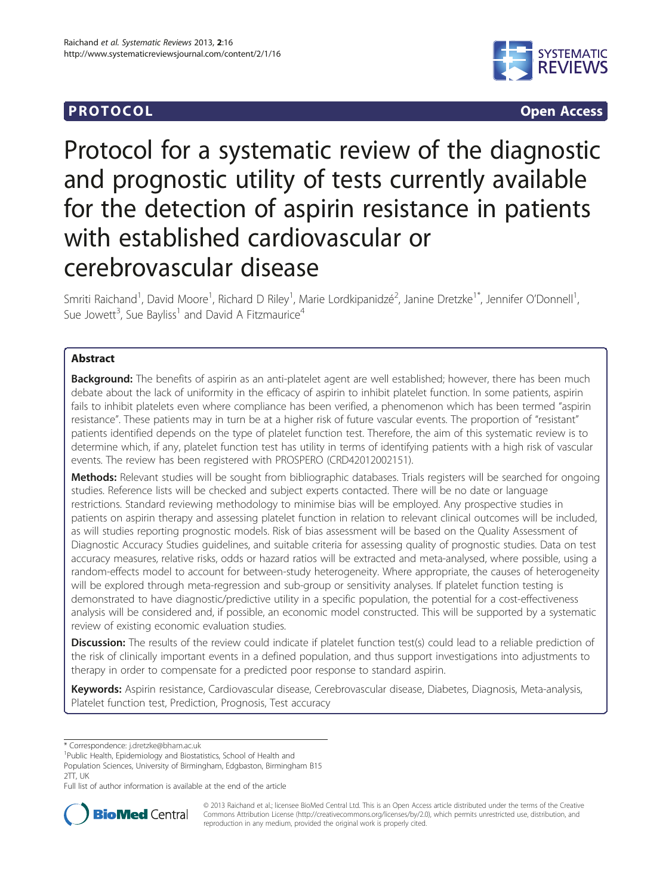**PROTOCOL** **Open Access**

# Protocol for a systematic review of the diagnostic and prognostic utility of tests currently available for the detection of aspirin resistance in patients with established cardiovascular or cerebrovascular disease

Smriti Raichand[1], David Moore[1], Richard D Riley[1], Marie Lordkipanidzé[2], Janine Dretzke[1*], Jennifer O'Donnell[1], Sue Jowett[3], Sue Bayliss[1] and David A Fitzmaurice[4]

## Abstract

**Background:** The benefits of aspirin as an anti-platelet agent are well established; however, there has been much debate about the lack of uniformity in the efficacy of aspirin to inhibit platelet function. In some patients, aspirin fails to inhibit platelets even where compliance has been verified, a phenomenon which has been termed "aspirin resistance". These patients may in turn be at a higher risk of future vascular events. The proportion of "resistant" patients identified depends on the type of platelet function test. Therefore, the aim of this systematic review is to determine which, if any, platelet function test has utility in terms of identifying patients with a high risk of vascular events. The review has been registered with PROSPERO (CRD42012002151).

**Methods:** Relevant studies will be sought from bibliographic databases. Trials registers will be searched for ongoing studies. Reference lists will be checked and subject experts contacted. There will be no date or language restrictions. Standard reviewing methodology to minimise bias will be employed. Any prospective studies in patients on aspirin therapy and assessing platelet function in relation to relevant clinical outcomes will be included, as will studies reporting prognostic models. Risk of bias assessment will be based on the Quality Assessment of Diagnostic Accuracy Studies guidelines, and suitable criteria for assessing quality of prognostic studies. Data on test accuracy measures, relative risks, odds or hazard ratios will be extracted and meta-analysed, where possible, using a random-effects model to account for between-study heterogeneity. Where appropriate, the causes of heterogeneity will be explored through meta-regression and sub-group or sensitivity analyses. If platelet function testing is demonstrated to have diagnostic/predictive utility in a specific population, the potential for a cost-effectiveness analysis will be considered and, if possible, an economic model constructed. This will be supported by a systematic review of existing economic evaluation studies.

**Discussion:** The results of the review could indicate if platelet function test(s) could lead to a reliable prediction of the risk of clinically important events in a defined population, and thus support investigations into adjustments to therapy in order to compensate for a predicted poor response to standard aspirin.

**Keywords:** Aspirin resistance, Cardiovascular disease, Cerebrovascular disease, Diabetes, Diagnosis, Meta-analysis, Platelet function test, Prediction, Prognosis, Test accuracy

---

\* Correspondence: j.dretzke@bham.ac.uk

[1]Public Health, Epidemiology and Biostatistics, School of Health and Population Sciences, University of Birmingham, Edgbaston, Birmingham B15 2TT, UK

Full list of author information is available at the end of the article

© 2013 Raichand et al.; licensee BioMed Central Ltd. This is an Open Access article distributed under the terms of the Creative Commons Attribution License (http://creativecommons.org/licenses/by/2.0), which permits unrestricted use, distribution, and reproduction in any medium, provided the original work is properly cited.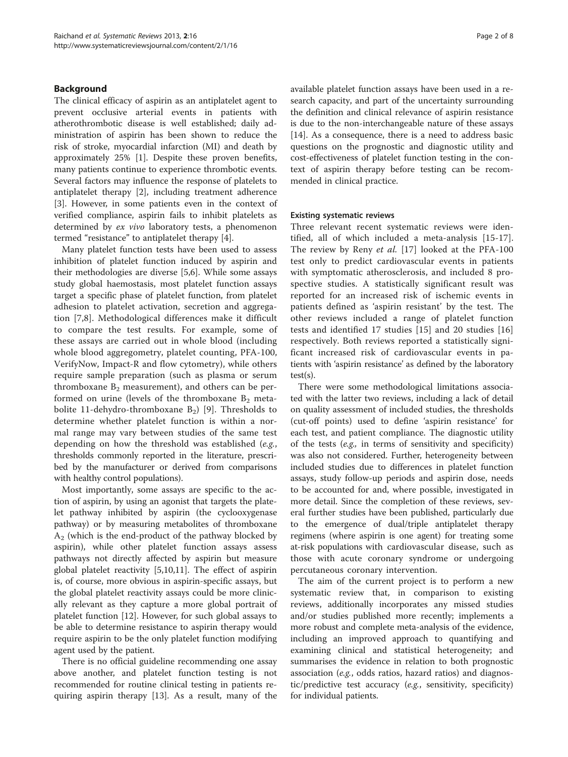## Background

The clinical efficacy of aspirin as an antiplatelet agent to prevent occlusive arterial events in patients with atherothrombotic disease is well established; daily administration of aspirin has been shown to reduce the risk of stroke, myocardial infarction (MI) and death by approximately 25% [1]. Despite these proven benefits, many patients continue to experience thrombotic events. Several factors may influence the response of platelets to antiplatelet therapy [2], including treatment adherence [3]. However, in some patients even in the context of verified compliance, aspirin fails to inhibit platelets as determined by *ex vivo* laboratory tests, a phenomenon termed "resistance" to antiplatelet therapy [4].

Many platelet function tests have been used to assess inhibition of platelet function induced by aspirin and their methodologies are diverse [5,6]. While some assays study global haemostasis, most platelet function assays target a specific phase of platelet function, from platelet adhesion to platelet activation, secretion and aggregation [7,8]. Methodological differences make it difficult to compare the test results. For example, some of these assays are carried out in whole blood (including whole blood aggregometry, platelet counting, PFA-100, VerifyNow, Impact-R and flow cytometry), while others require sample preparation (such as plasma or serum thromboxane $B_2$ measurement), and others can be performed on urine (levels of the thromboxane $B_2$ metabolite 11-dehydro-thromboxane $B_2$) [9]. Thresholds to determine whether platelet function is within a normal range may vary between studies of the same test depending on how the threshold was established (*e.g.*, thresholds commonly reported in the literature, prescribed by the manufacturer or derived from comparisons with healthy control populations).

Most importantly, some assays are specific to the action of aspirin, by using an agonist that targets the platelet pathway inhibited by aspirin (the cyclooxygenase pathway) or by measuring metabolites of thromboxane $A_2$ (which is the end-product of the pathway blocked by aspirin), while other platelet function assays assess pathways not directly affected by aspirin but measure global platelet reactivity [5,10,11]. The effect of aspirin is, of course, more obvious in aspirin-specific assays, but the global platelet reactivity assays could be more clinically relevant as they capture a more global portrait of platelet function [12]. However, for such global assays to be able to determine resistance to aspirin therapy would require aspirin to be the only platelet function modifying agent used by the patient.

There is no official guideline recommending one assay above another, and platelet function testing is not recommended for routine clinical testing in patients requiring aspirin therapy [13]. As a result, many of the available platelet function assays have been used in a research capacity, and part of the uncertainty surrounding the definition and clinical relevance of aspirin resistance is due to the non-interchangeable nature of these assays [14]. As a consequence, there is a need to address basic questions on the prognostic and diagnostic utility and cost-effectiveness of platelet function testing in the context of aspirin therapy before testing can be recommended in clinical practice.

### Existing systematic reviews

Three relevant recent systematic reviews were identified, all of which included a meta-analysis [15-17]. The review by Reny *et al.* [17] looked at the PFA-100 test only to predict cardiovascular events in patients with symptomatic atherosclerosis, and included 8 prospective studies. A statistically significant result was reported for an increased risk of ischemic events in patients defined as 'aspirin resistant' by the test. The other reviews included a range of platelet function tests and identified 17 studies [15] and 20 studies [16] respectively. Both reviews reported a statistically significant increased risk of cardiovascular events in patients with 'aspirin resistance' as defined by the laboratory test(s).

There were some methodological limitations associated with the latter two reviews, including a lack of detail on quality assessment of included studies, the thresholds (cut-off points) used to define 'aspirin resistance' for each test, and patient compliance. The diagnostic utility of the tests (*e.g.,* in terms of sensitivity and specificity) was also not considered. Further, heterogeneity between included studies due to differences in platelet function assays, study follow-up periods and aspirin dose, needs to be accounted for and, where possible, investigated in more detail. Since the completion of these reviews, several further studies have been published, particularly due to the emergence of dual/triple antiplatelet therapy regimens (where aspirin is one agent) for treating some at-risk populations with cardiovascular disease, such as those with acute coronary syndrome or undergoing percutaneous coronary intervention.

The aim of the current project is to perform a new systematic review that, in comparison to existing reviews, additionally incorporates any missed studies and/or studies published more recently; implements a more robust and complete meta-analysis of the evidence, including an improved approach to quantifying and examining clinical and statistical heterogeneity; and summarises the evidence in relation to both prognostic association (*e.g.*, odds ratios, hazard ratios) and diagnostic/predictive test accuracy (*e.g.*, sensitivity, specificity) for individual patients.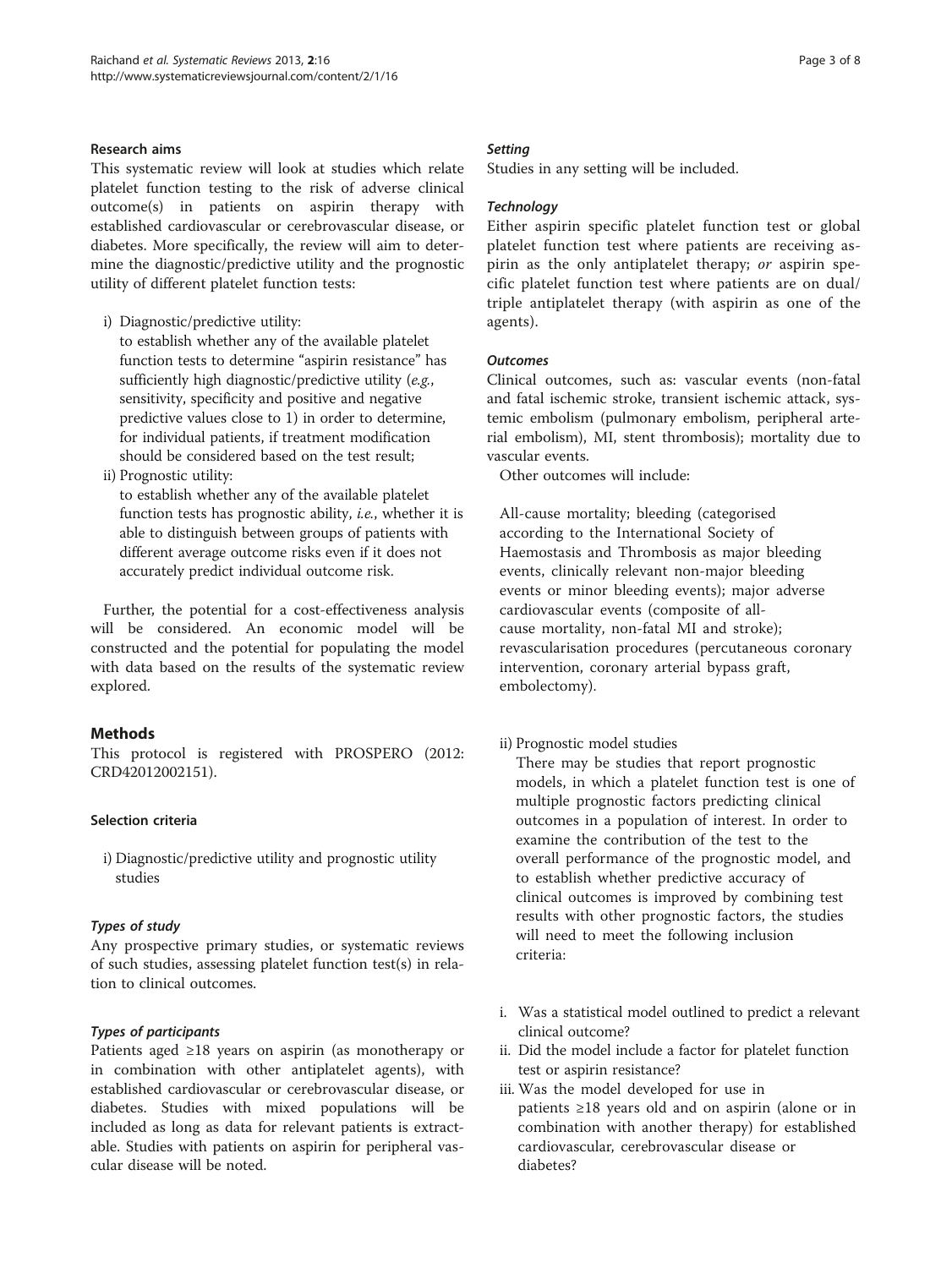### Research aims

This systematic review will look at studies which relate platelet function testing to the risk of adverse clinical outcome(s) in patients on aspirin therapy with established cardiovascular or cerebrovascular disease, or diabetes. More specifically, the review will aim to determine the diagnostic/predictive utility and the prognostic utility of different platelet function tests:

i) Diagnostic/predictive utility:
   to establish whether any of the available platelet function tests to determine "aspirin resistance" has sufficiently high diagnostic/predictive utility (*e.g.*, sensitivity, specificity and positive and negative predictive values close to 1) in order to determine, for individual patients, if treatment modification should be considered based on the test result;
ii) Prognostic utility:
   to establish whether any of the available platelet function tests has prognostic ability, *i.e.*, whether it is able to distinguish between groups of patients with different average outcome risks even if it does not accurately predict individual outcome risk.

Further, the potential for a cost-effectiveness analysis will be considered. An economic model will be constructed and the potential for populating the model with data based on the results of the systematic review explored.

## Methods

This protocol is registered with PROSPERO (2012: CRD42012002151).

### Selection criteria

i) Diagnostic/predictive utility and prognostic utility studies

#### *Types of study*

Any prospective primary studies, or systematic reviews of such studies, assessing platelet function test(s) in relation to clinical outcomes.

#### *Types of participants*

Patients aged ≥18 years on aspirin (as monotherapy or in combination with other antiplatelet agents), with established cardiovascular or cerebrovascular disease, or diabetes. Studies with mixed populations will be included as long as data for relevant patients is extractable. Studies with patients on aspirin for peripheral vascular disease will be noted.

#### *Setting*

Studies in any setting will be included.

#### *Technology*

Either aspirin specific platelet function test or global platelet function test where patients are receiving aspirin as the only antiplatelet therapy; *or* aspirin specific platelet function test where patients are on dual/triple antiplatelet therapy (with aspirin as one of the agents).

#### *Outcomes*

Clinical outcomes, such as: vascular events (non-fatal and fatal ischemic stroke, transient ischemic attack, systemic embolism (pulmonary embolism, peripheral arterial embolism), MI, stent thrombosis); mortality due to vascular events.

Other outcomes will include:

All-cause mortality; bleeding (categorised according to the International Society of Haemostasis and Thrombosis as major bleeding events, clinically relevant non-major bleeding events or minor bleeding events); major adverse cardiovascular events (composite of all-cause mortality, non-fatal MI and stroke); revascularisation procedures (percutaneous coronary intervention, coronary arterial bypass graft, embolectomy).

ii) Prognostic model studies

There may be studies that report prognostic models, in which a platelet function test is one of multiple prognostic factors predicting clinical outcomes in a population of interest. In order to examine the contribution of the test to the overall performance of the prognostic model, and to establish whether predictive accuracy of clinical outcomes is improved by combining test results with other prognostic factors, the studies will need to meet the following inclusion criteria:

i. Was a statistical model outlined to predict a relevant clinical outcome?
ii. Did the model include a factor for platelet function test or aspirin resistance?
iii. Was the model developed for use in patients ≥18 years old and on aspirin (alone or in combination with another therapy) for established cardiovascular, cerebrovascular disease or diabetes?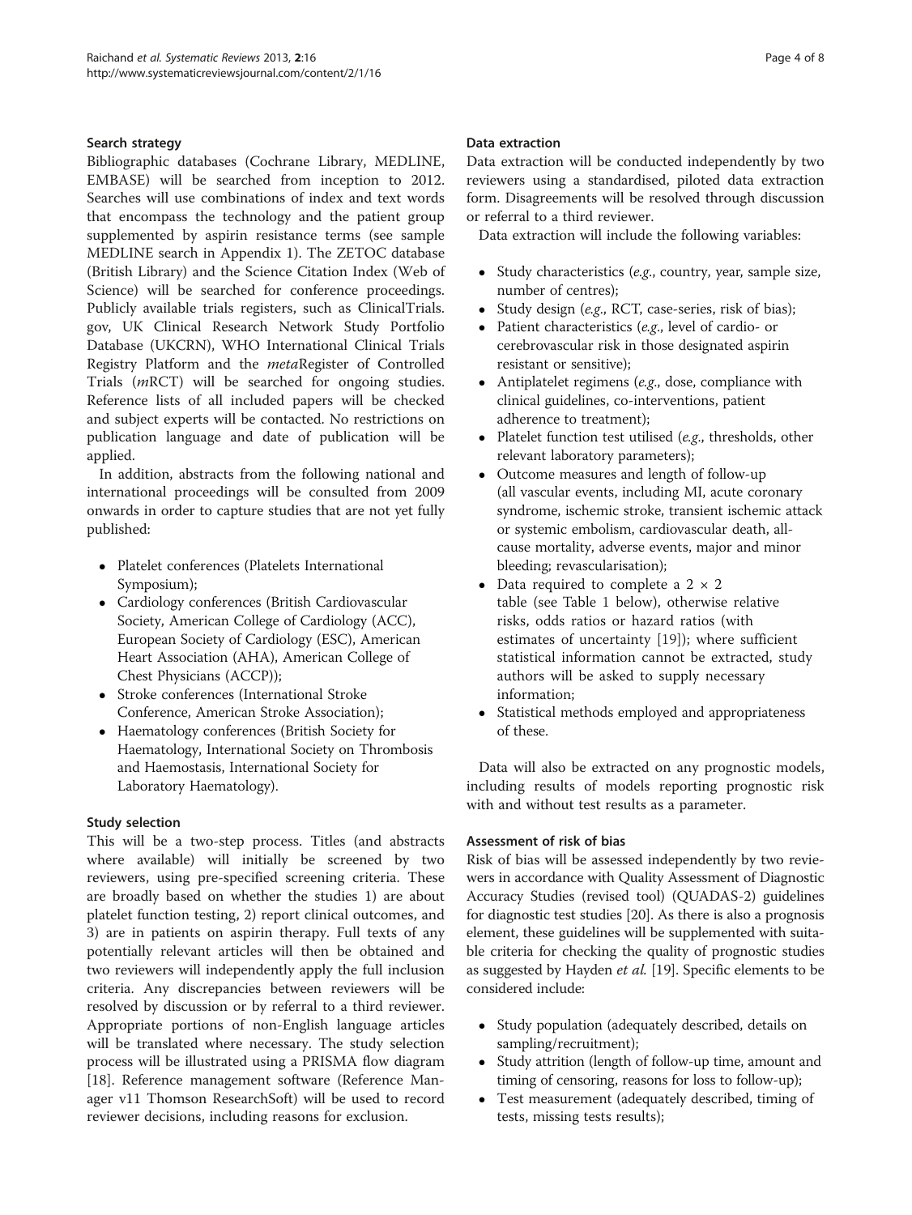### Search strategy

Bibliographic databases (Cochrane Library, MEDLINE, EMBASE) will be searched from inception to 2012. Searches will use combinations of index and text words that encompass the technology and the patient group supplemented by aspirin resistance terms (see sample MEDLINE search in Appendix 1). The ZETOC database (British Library) and the Science Citation Index (Web of Science) will be searched for conference proceedings. Publicly available trials registers, such as ClinicalTrials.gov, UK Clinical Research Network Study Portfolio Database (UKCRN), WHO International Clinical Trials Registry Platform and the *meta*Register of Controlled Trials (*m*RCT) will be searched for ongoing studies. Reference lists of all included papers will be checked and subject experts will be contacted. No restrictions on publication language and date of publication will be applied.

In addition, abstracts from the following national and international proceedings will be consulted from 2009 onwards in order to capture studies that are not yet fully published:

- Platelet conferences (Platelets International Symposium);
- Cardiology conferences (British Cardiovascular Society, American College of Cardiology (ACC), European Society of Cardiology (ESC), American Heart Association (AHA), American College of Chest Physicians (ACCP));
- Stroke conferences (International Stroke Conference, American Stroke Association);
- Haematology conferences (British Society for Haematology, International Society on Thrombosis and Haemostasis, International Society for Laboratory Haematology).

### Study selection

This will be a two-step process. Titles (and abstracts where available) will initially be screened by two reviewers, using pre-specified screening criteria. These are broadly based on whether the studies 1) are about platelet function testing, 2) report clinical outcomes, and 3) are in patients on aspirin therapy. Full texts of any potentially relevant articles will then be obtained and two reviewers will independently apply the full inclusion criteria. Any discrepancies between reviewers will be resolved by discussion or by referral to a third reviewer. Appropriate portions of non-English language articles will be translated where necessary. The study selection process will be illustrated using a PRISMA flow diagram [18]. Reference management software (Reference Manager v11 Thomson ResearchSoft) will be used to record reviewer decisions, including reasons for exclusion.

### Data extraction

Data extraction will be conducted independently by two reviewers using a standardised, piloted data extraction form. Disagreements will be resolved through discussion or referral to a third reviewer.

Data extraction will include the following variables:

- Study characteristics (*e.g.*, country, year, sample size, number of centres);
- Study design (*e.g.*, RCT, case-series, risk of bias);
- Patient characteristics (*e.g.*, level of cardio- or cerebrovascular risk in those designated aspirin resistant or sensitive);
- Antiplatelet regimens (*e.g.*, dose, compliance with clinical guidelines, co-interventions, patient adherence to treatment);
- Platelet function test utilised (*e.g.*, thresholds, other relevant laboratory parameters);
- Outcome measures and length of follow-up (all vascular events, including MI, acute coronary syndrome, ischemic stroke, transient ischemic attack or systemic embolism, cardiovascular death, all-cause mortality, adverse events, major and minor bleeding; revascularisation);
- Data required to complete a $2 \times 2$ table (see Table 1 below), otherwise relative risks, odds ratios or hazard ratios (with estimates of uncertainty [19]); where sufficient statistical information cannot be extracted, study authors will be asked to supply necessary information;
- Statistical methods employed and appropriateness of these.

Data will also be extracted on any prognostic models, including results of models reporting prognostic risk with and without test results as a parameter.

### Assessment of risk of bias

Risk of bias will be assessed independently by two reviewers in accordance with Quality Assessment of Diagnostic Accuracy Studies (revised tool) (QUADAS-2) guidelines for diagnostic test studies [20]. As there is also a prognosis element, these guidelines will be supplemented with suitable criteria for checking the quality of prognostic studies as suggested by Hayden *et al.* [19]. Specific elements to be considered include:

- Study population (adequately described, details on sampling/recruitment);
- Study attrition (length of follow-up time, amount and timing of censoring, reasons for loss to follow-up);
- Test measurement (adequately described, timing of tests, missing tests results);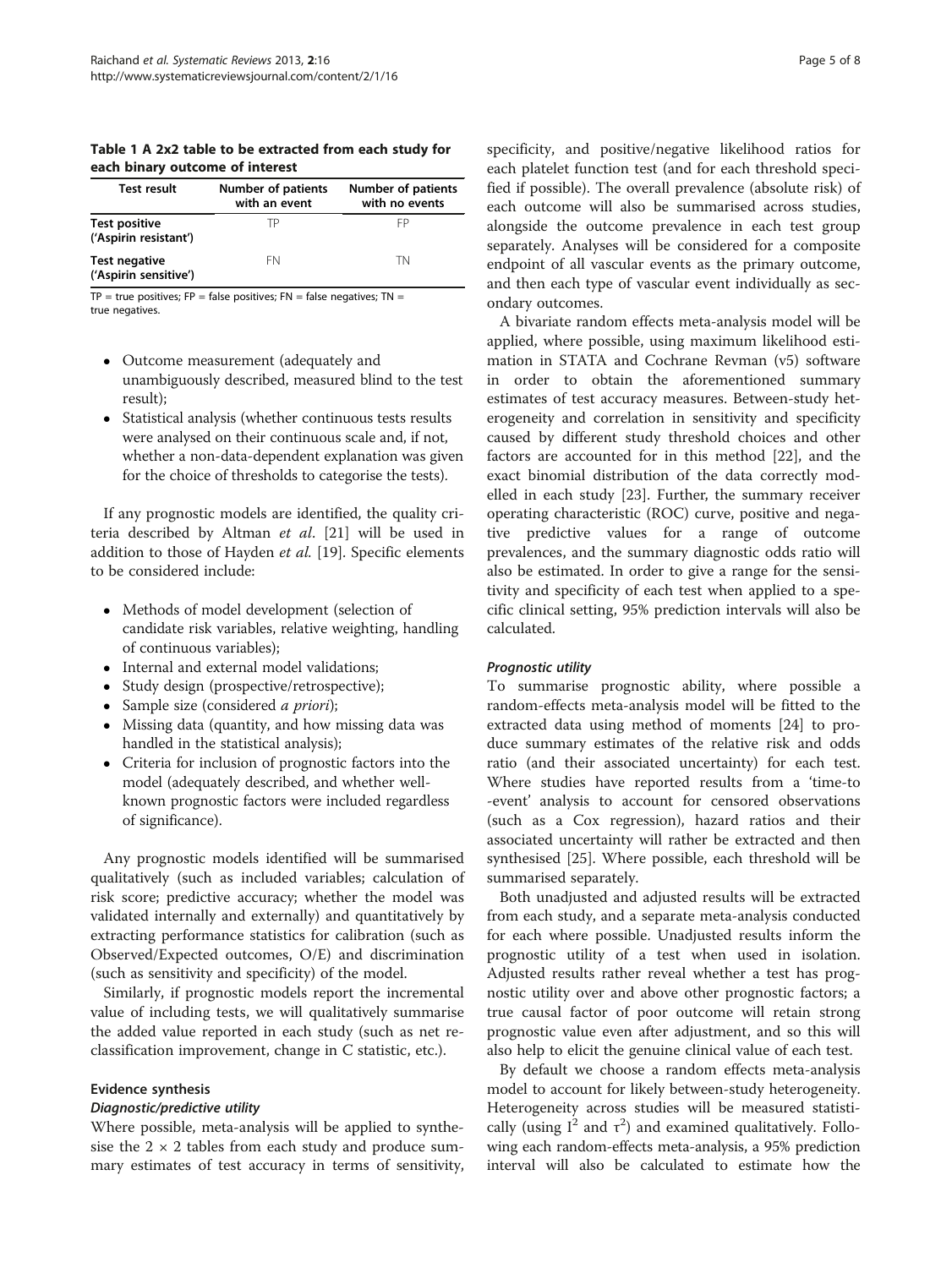**Table 1 A 2x2 table to be extracted from each study for each binary outcome of interest**

| Test result | Number of patients with an event | Number of patients with no events |
|---|---|---|
| **Test positive ('Aspirin resistant')** | TP | FP |
| **Test negative ('Aspirin sensitive')** | FN | TN |

TP = true positives; FP = false positives; FN = false negatives; TN = true negatives.

- Outcome measurement (adequately and unambiguously described, measured blind to the test result);
- Statistical analysis (whether continuous tests results were analysed on their continuous scale and, if not, whether a non-data-dependent explanation was given for the choice of thresholds to categorise the tests).

If any prognostic models are identified, the quality criteria described by Altman *et al*. [21] will be used in addition to those of Hayden *et al.* [19]. Specific elements to be considered include:

- Methods of model development (selection of candidate risk variables, relative weighting, handling of continuous variables);
- Internal and external model validations;
- Study design (prospective/retrospective);
- Sample size (considered *a priori*);
- Missing data (quantity, and how missing data was handled in the statistical analysis);
- Criteria for inclusion of prognostic factors into the model (adequately described, and whether well-known prognostic factors were included regardless of significance).

Any prognostic models identified will be summarised qualitatively (such as included variables; calculation of risk score; predictive accuracy; whether the model was validated internally and externally) and quantitatively by extracting performance statistics for calibration (such as Observed/Expected outcomes, O/E) and discrimination (such as sensitivity and specificity) of the model.

Similarly, if prognostic models report the incremental value of including tests, we will qualitatively summarise the added value reported in each study (such as net reclassification improvement, change in C statistic, etc.).

### Evidence synthesis

#### *Diagnostic/predictive utility*

Where possible, meta-analysis will be applied to synthesise the 2 × 2 tables from each study and produce summary estimates of test accuracy in terms of sensitivity, specificity, and positive/negative likelihood ratios for each platelet function test (and for each threshold specified if possible). The overall prevalence (absolute risk) of each outcome will also be summarised across studies, alongside the outcome prevalence in each test group separately. Analyses will be considered for a composite endpoint of all vascular events as the primary outcome, and then each type of vascular event individually as secondary outcomes.

A bivariate random effects meta-analysis model will be applied, where possible, using maximum likelihood estimation in STATA and Cochrane Revman (v5) software in order to obtain the aforementioned summary estimates of test accuracy measures. Between-study heterogeneity and correlation in sensitivity and specificity caused by different study threshold choices and other factors are accounted for in this method [22], and the exact binomial distribution of the data correctly modelled in each study [23]. Further, the summary receiver operating characteristic (ROC) curve, positive and negative predictive values for a range of outcome prevalences, and the summary diagnostic odds ratio will also be estimated. In order to give a range for the sensitivity and specificity of each test when applied to a specific clinical setting, 95% prediction intervals will also be calculated.

#### *Prognostic utility*

To summarise prognostic ability, where possible a random-effects meta-analysis model will be fitted to the extracted data using method of moments [24] to produce summary estimates of the relative risk and odds ratio (and their associated uncertainty) for each test. Where studies have reported results from a 'time-to-event' analysis to account for censored observations (such as a Cox regression), hazard ratios and their associated uncertainty will rather be extracted and then synthesised [25]. Where possible, each threshold will be summarised separately.

Both unadjusted and adjusted results will be extracted from each study, and a separate meta-analysis conducted for each where possible. Unadjusted results inform the prognostic utility of a test when used in isolation. Adjusted results rather reveal whether a test has prognostic utility over and above other prognostic factors; a true causal factor of poor outcome will retain strong prognostic value even after adjustment, and so this will also help to elicit the genuine clinical value of each test.

By default we choose a random effects meta-analysis model to account for likely between-study heterogeneity. Heterogeneity across studies will be measured statistically (using $I^2$ and $\tau^2$) and examined qualitatively. Following each random-effects meta-analysis, a 95% prediction interval will also be calculated to estimate how the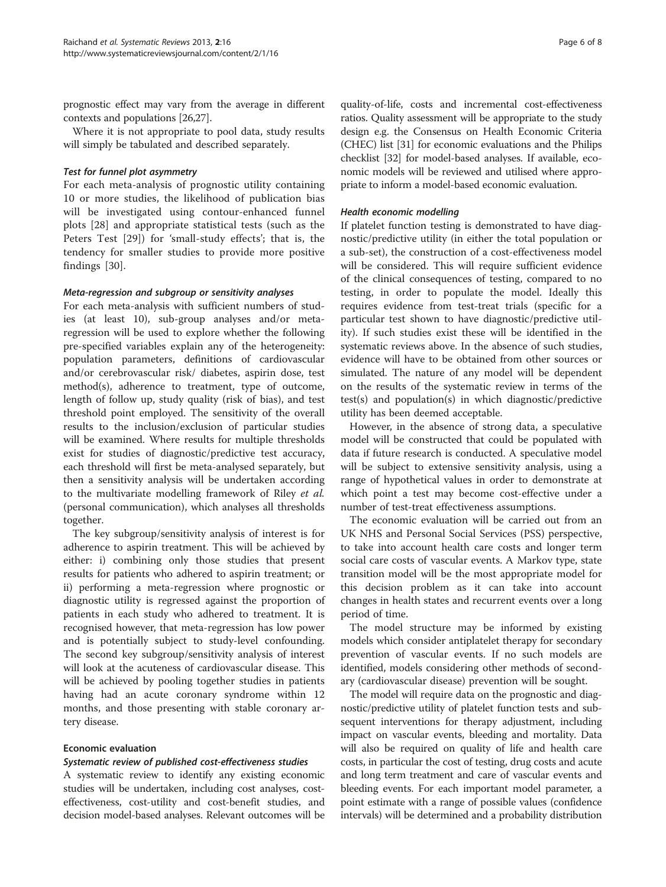prognostic effect may vary from the average in different contexts and populations [26,27].

Where it is not appropriate to pool data, study results will simply be tabulated and described separately.

#### *Test for funnel plot asymmetry*

For each meta-analysis of prognostic utility containing 10 or more studies, the likelihood of publication bias will be investigated using contour-enhanced funnel plots [28] and appropriate statistical tests (such as the Peters Test [29]) for 'small-study effects'; that is, the tendency for smaller studies to provide more positive findings [30].

#### *Meta-regression and subgroup or sensitivity analyses*

For each meta-analysis with sufficient numbers of studies (at least 10), sub-group analyses and/or meta-regression will be used to explore whether the following pre-specified variables explain any of the heterogeneity: population parameters, definitions of cardiovascular and/or cerebrovascular risk/ diabetes, aspirin dose, test method(s), adherence to treatment, type of outcome, length of follow up, study quality (risk of bias), and test threshold point employed. The sensitivity of the overall results to the inclusion/exclusion of particular studies will be examined. Where results for multiple thresholds exist for studies of diagnostic/predictive test accuracy, each threshold will first be meta-analysed separately, but then a sensitivity analysis will be undertaken according to the multivariate modelling framework of Riley *et al.* (personal communication), which analyses all thresholds together.

The key subgroup/sensitivity analysis of interest is for adherence to aspirin treatment. This will be achieved by either: i) combining only those studies that present results for patients who adhered to aspirin treatment; or ii) performing a meta-regression where prognostic or diagnostic utility is regressed against the proportion of patients in each study who adhered to treatment. It is recognised however, that meta-regression has low power and is potentially subject to study-level confounding. The second key subgroup/sensitivity analysis of interest will look at the acuteness of cardiovascular disease. This will be achieved by pooling together studies in patients having had an acute coronary syndrome within 12 months, and those presenting with stable coronary artery disease.

### Economic evaluation

#### *Systematic review of published cost-effectiveness studies*

A systematic review to identify any existing economic studies will be undertaken, including cost analyses, cost-effectiveness, cost-utility and cost-benefit studies, and decision model-based analyses. Relevant outcomes will be quality-of-life, costs and incremental cost-effectiveness ratios. Quality assessment will be appropriate to the study design e.g. the Consensus on Health Economic Criteria (CHEC) list [31] for economic evaluations and the Philips checklist [32] for model-based analyses. If available, economic models will be reviewed and utilised where appropriate to inform a model-based economic evaluation.

#### *Health economic modelling*

If platelet function testing is demonstrated to have diagnostic/predictive utility (in either the total population or a sub-set), the construction of a cost-effectiveness model will be considered. This will require sufficient evidence of the clinical consequences of testing, compared to no testing, in order to populate the model. Ideally this requires evidence from test-treat trials (specific for a particular test shown to have diagnostic/predictive utility). If such studies exist these will be identified in the systematic reviews above. In the absence of such studies, evidence will have to be obtained from other sources or simulated. The nature of any model will be dependent on the results of the systematic review in terms of the test(s) and population(s) in which diagnostic/predictive utility has been deemed acceptable.

However, in the absence of strong data, a speculative model will be constructed that could be populated with data if future research is conducted. A speculative model will be subject to extensive sensitivity analysis, using a range of hypothetical values in order to demonstrate at which point a test may become cost-effective under a number of test-treat effectiveness assumptions.

The economic evaluation will be carried out from an UK NHS and Personal Social Services (PSS) perspective, to take into account health care costs and longer term social care costs of vascular events. A Markov type, state transition model will be the most appropriate model for this decision problem as it can take into account changes in health states and recurrent events over a long period of time.

The model structure may be informed by existing models which consider antiplatelet therapy for secondary prevention of vascular events. If no such models are identified, models considering other methods of secondary (cardiovascular disease) prevention will be sought.

The model will require data on the prognostic and diagnostic/predictive utility of platelet function tests and subsequent interventions for therapy adjustment, including impact on vascular events, bleeding and mortality. Data will also be required on quality of life and health care costs, in particular the cost of testing, drug costs and acute and long term treatment and care of vascular events and bleeding events. For each important model parameter, a point estimate with a range of possible values (confidence intervals) will be determined and a probability distribution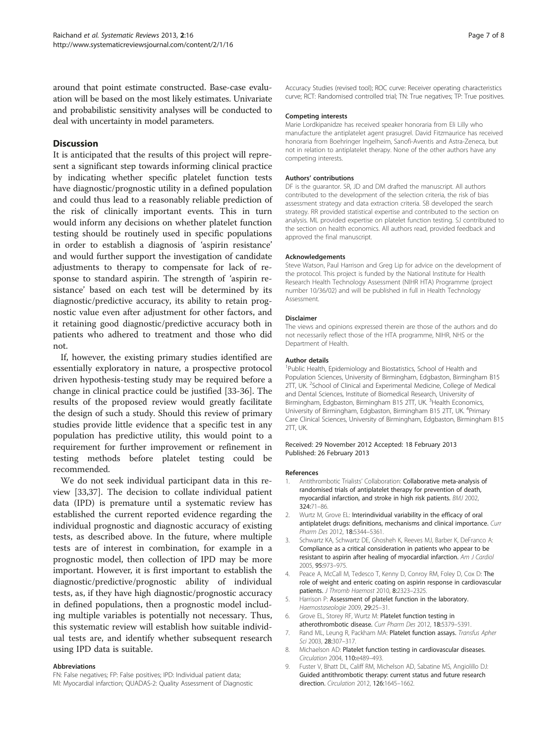around that point estimate constructed. Base-case evaluation will be based on the most likely estimates. Univariate and probabilistic sensitivity analyses will be conducted to deal with uncertainty in model parameters.

## Discussion

It is anticipated that the results of this project will represent a significant step towards informing clinical practice by indicating whether specific platelet function tests have diagnostic/prognostic utility in a defined population and could thus lead to a reasonably reliable prediction of the risk of clinically important events. This in turn would inform any decisions on whether platelet function testing should be routinely used in specific populations in order to establish a diagnosis of 'aspirin resistance' and would further support the investigation of candidate adjustments to therapy to compensate for lack of response to standard aspirin. The strength of 'aspirin resistance' based on each test will be determined by its diagnostic/predictive accuracy, its ability to retain prognostic value even after adjustment for other factors, and it retaining good diagnostic/predictive accuracy both in patients who adhered to treatment and those who did not.

If, however, the existing primary studies identified are essentially exploratory in nature, a prospective protocol driven hypothesis-testing study may be required before a change in clinical practice could be justified [33-36]. The results of the proposed review would greatly facilitate the design of such a study. Should this review of primary studies provide little evidence that a specific test in any population has predictive utility, this would point to a requirement for further improvement or refinement in testing methods before platelet testing could be recommended.

We do not seek individual participant data in this review [33,37]. The decision to collate individual patient data (IPD) is premature until a systematic review has established the current reported evidence regarding the individual prognostic and diagnostic accuracy of existing tests, as described above. In the future, where multiple tests are of interest in combination, for example in a prognostic model, then collection of IPD may be more important. However, it is first important to establish the diagnostic/predictive/prognostic ability of individual tests, as, if they have high diagnostic/prognostic accuracy in defined populations, then a prognostic model including multiple variables is potentially not necessary. Thus, this systematic review will establish how suitable individual tests are, and identify whether subsequent research using IPD data is suitable.

### Abbreviations

FN: False negatives; FP: False positives; IPD: Individual patient data; MI: Myocardial infarction; QUADAS-2: Quality Assessment of Diagnostic Accuracy Studies (revised tool); ROC curve: Receiver operating characteristics curve; RCT: Randomised controlled trial; TN: True negatives; TP: True positives.

### Competing interests

Marie Lordkipanidze has received speaker honoraria from Eli Lilly who manufacture the antiplatelet agent prasugrel. David Fitzmaurice has received honoraria from Boehringer Ingelheim, Sanofi-Aventis and Astra-Zeneca, but not in relation to antiplatelet therapy. None of the other authors have any competing interests.

### Authors' contributions

DF is the guarantor. SR, JD and DM drafted the manuscript. All authors contributed to the development of the selection criteria, the risk of bias assessment strategy and data extraction criteria. SB developed the search strategy. RR provided statistical expertise and contributed to the section on analysis. ML provided expertise on platelet function testing. SJ contributed to the section on health economics. All authors read, provided feedback and approved the final manuscript.

### Acknowledgements

Steve Watson, Paul Harrison and Greg Lip for advice on the development of the protocol. This project is funded by the National Institute for Health Research Health Technology Assessment (NIHR HTA) Programme (project number 10/36/02) and will be published in full in Health Technology Assessment.

### Disclaimer

The views and opinions expressed therein are those of the authors and do not necessarily reflect those of the HTA programme, NIHR, NHS or the Department of Health.

### Author details

[1]Public Health, Epidemiology and Biostatistics, School of Health and Population Sciences, University of Birmingham, Edgbaston, Birmingham B15 2TT, UK. [2]School of Clinical and Experimental Medicine, College of Medical and Dental Sciences, Institute of Biomedical Research, University of Birmingham, Edgbaston, Birmingham B15 2TT, UK. [3]Health Economics, University of Birmingham, Edgbaston, Birmingham B15 2TT, UK. [4]Primary Care Clinical Sciences, University of Birmingham, Edgbaston, Birmingham B15 2TT, UK.

Received: 29 November 2012 Accepted: 18 February 2013
Published: 26 February 2013

### References

1. Antithrombotic Trialists' Collaboration: **Collaborative meta-analysis of randomised trials of antiplatelet therapy for prevention of death, myocardial infarction, and stroke in high risk patients.** *BMJ* 2002, **324:**71–86.
2. Wurtz M, Grove EL: **Interindividual variability in the efficacy of oral antiplatelet drugs: definitions, mechanisms and clinical importance.** *Curr Pharm Des* 2012, **18:**5344–5361.
3. Schwartz KA, Schwartz DE, Ghosheh K, Reeves MJ, Barber K, DeFranco A: **Compliance as a critical consideration in patients who appear to be resistant to aspirin after healing of myocardial infarction.** *Am J Cardiol* 2005, **95:**973–975.
4. Peace A, McCall M, Tedesco T, Kenny D, Conroy RM, Foley D, Cox D: **The role of weight and enteric coating on aspirin response in cardiovascular patients.** *J Thromb Haemost* 2010, **8:**2323–2325.
5. Harrison P: **Assessment of platelet function in the laboratory.** *Haemostaseologie* 2009, **29:**25–31.
6. Grove EL, Storey RF, Wurtz M: **Platelet function testing in atherothrombotic disease.** *Curr Pharm Des* 2012, **18:**5379–5391.
7. Rand ML, Leung R, Packham MA: **Platelet function assays.** *Transfus Apher Sci* 2003, **28:**307–317.
8. Michaelson AD: **Platelet function testing in cardiovascular diseases.** *Circulation* 2004, **110:**e489–493.
9. Fuster V, Bhatt DL, Califf RM, Michelson AD, Sabatine MS, Angiolillo DJ: **Guided antithrombotic therapy: current status and future research direction.** *Circulation* 2012, **126:**1645–1662.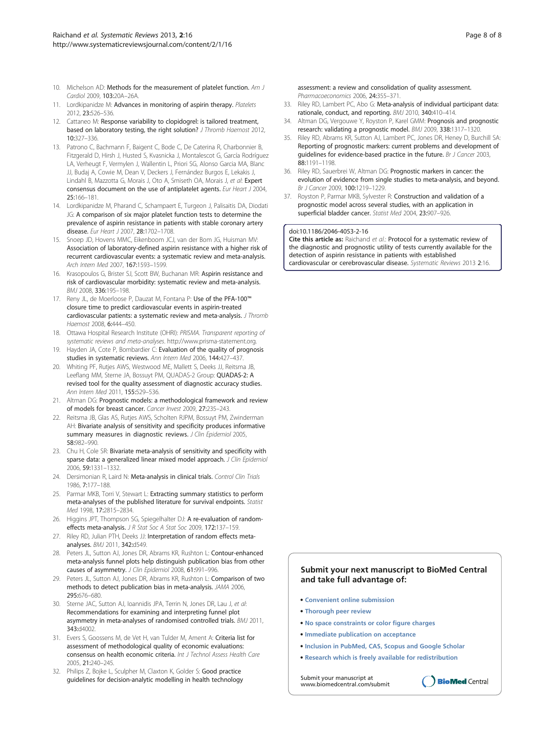10. Michelson AD: **Methods for the measurement of platelet function.** *Am J Cardiol* 2009, **103:**20A–26A.
11. Lordkipanidze M: **Advances in monitoring of aspirin therapy.** *Platelets* 2012, **23:**526–536.
12. Cattaneo M: **Response variability to clopidogrel: is tailored treatment, based on laboratory testing, the right solution?** *J Thromb Haemost* 2012, **10:**327–336.
13. Patrono C, Bachmann F, Baigent C, Bode C, De Caterina R, Charbonnier B, Fitzgerald D, Hirsh J, Husted S, Kvasnicka J, Montalescot G, García Rodríguez LA, Verheugt F, Vermylen J, Wallentin L, Priori SG, Alonso Garcia MA, Blanc JJ, Budaj A, Cowie M, Dean V, Deckers J, Fernández Burgos E, Lekakis J, Lindahl B, Mazzotta G, Morais J, Oto A, Smiseth OA, Morais J, *et al*: **Expert consensus document on the use of antiplatelet agents.** *Eur Heart J* 2004, **25:**166–181.
14. Lordkipanidze M, Pharand C, Schampaert E, Turgeon J, Palisaitis DA, Diodati JG: **A comparison of six major platelet function tests to determine the prevalence of aspirin resistance in patients with stable coronary artery disease.** *Eur Heart J* 2007, **28:**1702–1708.
15. Snoep JD, Hovens MMC, Eikenboom JCJ, van der Bom JG, Huisman MV: **Association of laboratory-defined aspirin resistance with a higher risk of recurrent cardiovascular events: a systematic review and meta-analysis.** *Arch Intern Med* 2007, **167:**1593–1599.
16. Krasopoulos G, Brister SJ, Scott BW, Buchanan MR: **Aspirin resistance and risk of cardiovascular morbidity: systematic review and meta-analysis.** *BMJ* 2008, **336:**195–198.
17. Reny JL, de Moerloose P, Dauzat M, Fontana P: **Use of the PFA-100™ closure time to predict cardiovascular events in aspirin-treated cardiovascular patients: a systematic review and meta-analysis.** *J Thromb Haemost* 2008, **6:**444–450.
18. Ottawa Hospital Research Institute (OHRI): *PRISMA. Transparent reporting of systematic reviews and meta-analyses*. http://www.prisma-statement.org.
19. Hayden JA, Cote P, Bombardier C: **Evaluation of the quality of prognosis studies in systematic reviews.** *Ann Intern Med* 2006, **144:**427–437.
20. Whiting PF, Rutjes AWS, Westwood ME, Mallett S, Deeks JJ, Reitsma JB, Leeflang MM, Sterne JA, Bossuyt PM, QUADAS-2 Group: **QUADAS-2: A revised tool for the quality assessment of diagnostic accuracy studies.** *Ann Intern Med* 2011, **155:**529–536.
21. Altman DG: **Prognostic models: a methodological framework and review of models for breast cancer.** *Cancer Invest* 2009, **27:**235–243.
22. Reitsma JB, Glas AS, Rutjes AWS, Scholten RJPM, Bossuyt PM, Zwinderman AH: **Bivariate analysis of sensitivity and specificity produces informative summary measures in diagnostic reviews.** *J Clin Epidemiol* 2005, **58:**982–990.
23. Chu H, Cole SR: **Bivariate meta-analysis of sensitivity and specificity with sparse data: a generalized linear mixed model approach.** *J Clin Epidemiol* 2006, **59:**1331–1332.
24. Dersimonian R, Laird N: **Meta-analysis in clinical trials.** *Control Clin Trials* 1986, **7:**177–188.
25. Parmar MKB, Torri V, Stewart L: **Extracting summary statistics to perform meta-analyses of the published literature for survival endpoints.** *Statist Med* 1998, **17:**2815–2834.
26. Higgins JPT, Thompson SG, Spiegelhalter DJ: **A re-evaluation of random-effects meta-analysis.** *J R Stat Soc A Stat Soc* 2009, **172:**137–159.
27. Riley RD, Julian PTH, Deeks JJ: **Interpretation of random effects meta-analyses.** *BMJ* 2011, **342:**d549.
28. Peters JL, Sutton AJ, Jones DR, Abrams KR, Rushton L: **Contour-enhanced meta-analysis funnel plots help distinguish publication bias from other causes of asymmetry.** *J Clin Epidemiol* 2008, **61:**991–996.
29. Peters JL, Sutton AJ, Jones DR, Abrams KR, Rushton L: **Comparison of two methods to detect publication bias in meta-analysis.** *JAMA* 2006, **295:**676–680.
30. Sterne JAC, Sutton AJ, Ioannidis JPA, Terrin N, Jones DR, Lau J, *et al*: **Recommendations for examining and interpreting funnel plot asymmetry in meta-analyses of randomised controlled trials.** *BMJ* 2011, **343:**d4002.
31. Evers S, Goossens M, de Vet H, van Tulder M, Ament A: **Criteria list for assessment of methodological quality of economic evaluations: consensus on health economic criteria.** *Int J Technol Assess Health Care* 2005, **21:**240–245.
32. Philips Z, Bojke L, Sculpher M, Claxton K, Golder S: **Good practice guidelines for decision-analytic modelling in health technology assessment: a review and consolidation of quality assessment.** *Pharmacoeconomics* 2006, **24:**355–371.
33. Riley RD, Lambert PC, Abo G: **Meta-analysis of individual participant data: rationale, conduct, and reporting.** *BMJ* 2010, **340:**410–414.
34. Altman DG, Vergouwe Y, Royston P, Karel GMM: **Prognosis and prognostic research: validating a prognostic model.** *BMJ* 2009, **338:**1317–1320.
35. Riley RD, Abrams KR, Sutton AJ, Lambert PC, Jones DR, Heney D, Burchill SA: **Reporting of prognostic markers: current problems and development of guidelines for evidence-based practice in the future.** *Br J Cancer* 2003, **88:**1191–1198.
36. Riley RD, Sauerbrei W, Altman DG: **Prognostic markers in cancer: the evolution of evidence from single studies to meta-analysis, and beyond.** *Br J Cancer* 2009, **100:**1219–1229.
37. Royston P, Parmar MKB, Sylvester R: **Construction and validation of a prognostic model across several studies, with an application in superficial bladder cancer.** *Statist Med* 2004, **23:**907–926.

doi:10.1186/2046-4053-2-16

**Cite this article as:** Raichand *et al.*: Protocol for a systematic review of the diagnostic and prognostic utility of tests currently available for the detection of aspirin resistance in patients with established cardiovascular or cerebrovascular disease. *Systematic Reviews* 2013 **2**:16.

**Submit your next manuscript to BioMed Central and take full advantage of:**

- **Convenient online submission**
- **Thorough peer review**
- **No space constraints or color figure charges**
- **Immediate publication on acceptance**
- **Inclusion in PubMed, CAS, Scopus and Google Scholar**
- **Research which is freely available for redistribution**

Submit your manuscript at
www.biomedcentral.com/submit

BioMed Central